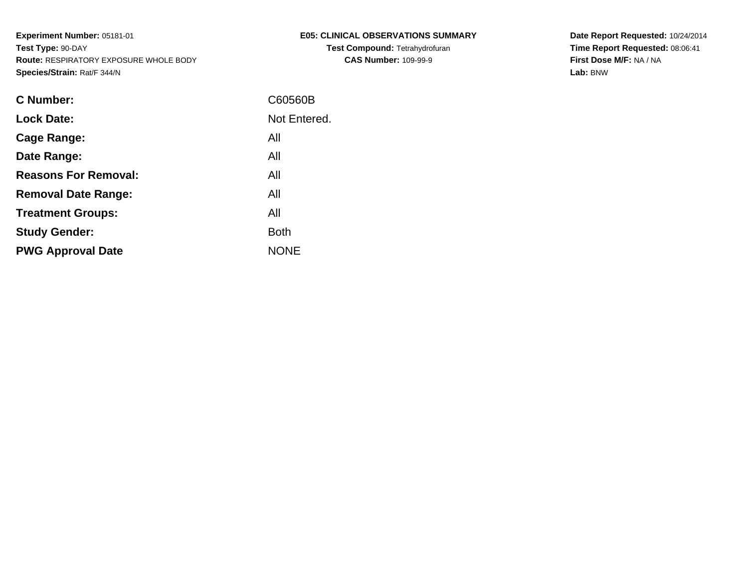**Experiment Number:** 05181-01
**Test Type:** 90-DAY
**Route:** RESPIRATORY EXPOSURE WHOLE BODY
**Species/Strain:** Rat/F 344/N

**E05: CLINICAL OBSERVATIONS SUMMARY**
**Test Compound:** Tetrahydrofuran
**CAS Number:** 109-99-9

**Date Report Requested:** 10/24/2014
**Time Report Requested:** 08:06:41
**First Dose M/F:** NA / NA
**Lab:** BNW

| | |
|---|---|
| **C Number:** | C60560B |
| **Lock Date:** | Not Entered. |
| **Cage Range:** | All |
| **Date Range:** | All |
| **Reasons For Removal:** | All |
| **Removal Date Range:** | All |
| **Treatment Groups:** | All |
| **Study Gender:** | Both |
| **PWG Approval Date** | NONE |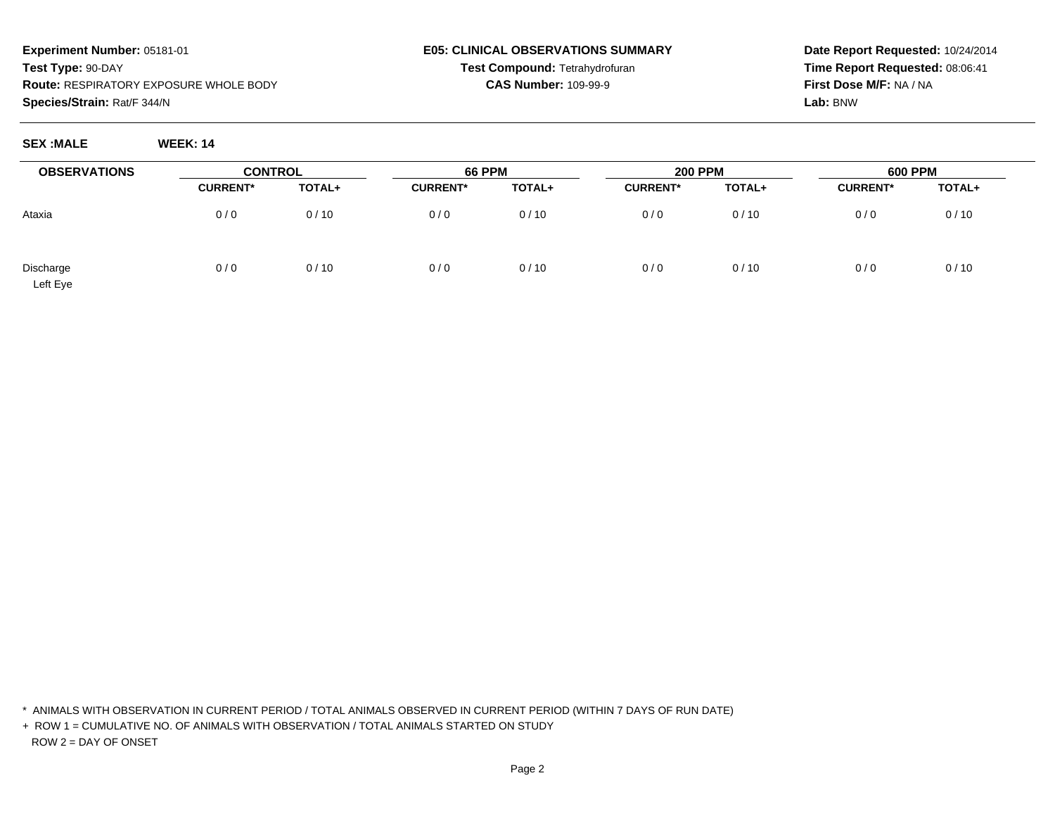**Experiment Number:** 05181-01
**Test Type:** 90-DAY
**Route:** RESPIRATORY EXPOSURE WHOLE BODY
**Species/Strain:** Rat/F 344/N

**E05: CLINICAL OBSERVATIONS SUMMARY**
**Test Compound:** Tetrahydrofuran
**CAS Number:** 109-99-9

**Date Report Requested:** 10/24/2014
**Time Report Requested:** 08:06:41
**First Dose M/F:** NA / NA
**Lab:** BNW

**SEX :MALE** **WEEK: 14**

| OBSERVATIONS | CONTROL | | 66 PPM | | 200 PPM | | 600 PPM | |
|---|---|---|---|---|---|---|---|---|
| | CURRENT* | TOTAL+ | CURRENT* | TOTAL+ | CURRENT* | TOTAL+ | CURRENT* | TOTAL+ |
| Ataxia | 0 / 0 | 0 / 10 | 0 / 0 | 0 / 10 | 0 / 0 | 0 / 10 | 0 / 0 | 0 / 10 |
| Discharge Left Eye | 0 / 0 | 0 / 10 | 0 / 0 | 0 / 10 | 0 / 0 | 0 / 10 | 0 / 0 | 0 / 10 |

\* ANIMALS WITH OBSERVATION IN CURRENT PERIOD / TOTAL ANIMALS OBSERVED IN CURRENT PERIOD (WITHIN 7 DAYS OF RUN DATE)

\+ ROW 1 = CUMULATIVE NO. OF ANIMALS WITH OBSERVATION / TOTAL ANIMALS STARTED ON STUDY
ROW 2 = DAY OF ONSET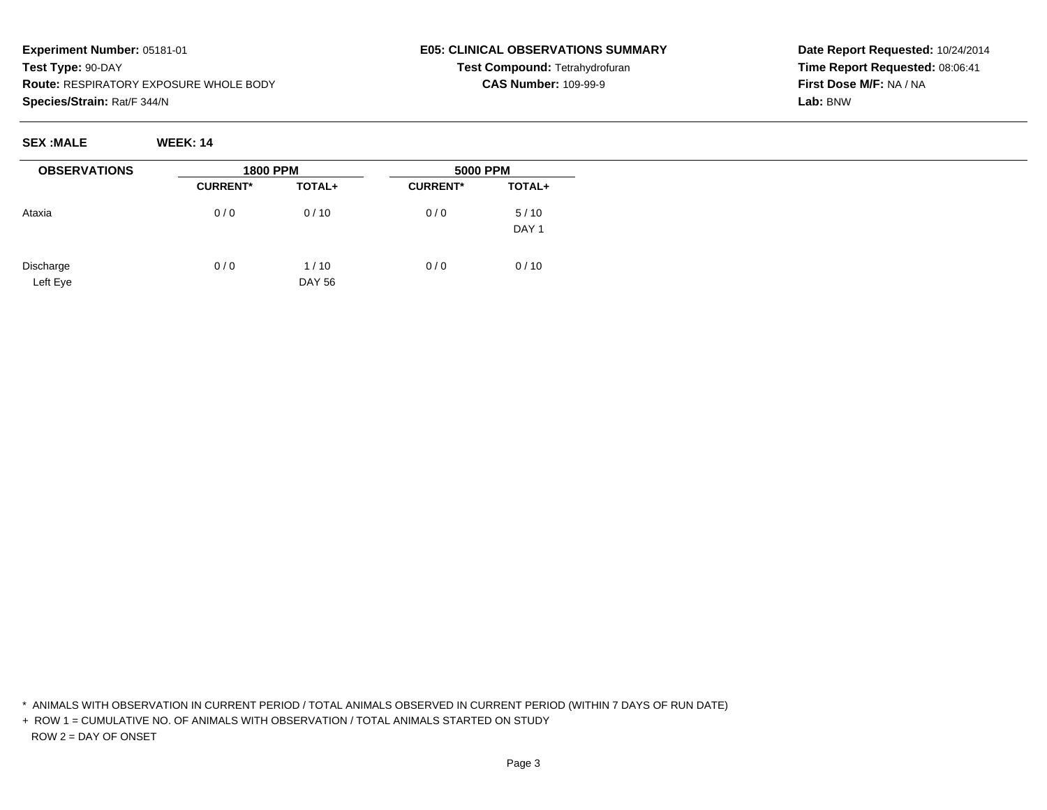**Experiment Number:** 05181-01
**Test Type:** 90-DAY
**Route:** RESPIRATORY EXPOSURE WHOLE BODY
**Species/Strain:** Rat/F 344/N

**E05: CLINICAL OBSERVATIONS SUMMARY**
**Test Compound:** Tetrahydrofuran
**CAS Number:** 109-99-9

**Date Report Requested:** 10/24/2014
**Time Report Requested:** 08:06:41
**First Dose M/F:** NA / NA
**Lab:** BNW

**SEX :MALE** **WEEK: 14**

| OBSERVATIONS | 1800 PPM | | 5000 PPM | |
|---|---|---|---|---|
| | CURRENT* | TOTAL+ | CURRENT* | TOTAL+ |
| Ataxia | 0 / 0 | 0 / 10 | 0 / 0 | 5 / 10<br>DAY 1 |
| Discharge<br>Left Eye | 0 / 0 | 1 / 10<br>DAY 56 | 0 / 0 | 0 / 10 |

\* ANIMALS WITH OBSERVATION IN CURRENT PERIOD / TOTAL ANIMALS OBSERVED IN CURRENT PERIOD (WITHIN 7 DAYS OF RUN DATE)

\+ ROW 1 = CUMULATIVE NO. OF ANIMALS WITH OBSERVATION / TOTAL ANIMALS STARTED ON STUDY
ROW 2 = DAY OF ONSET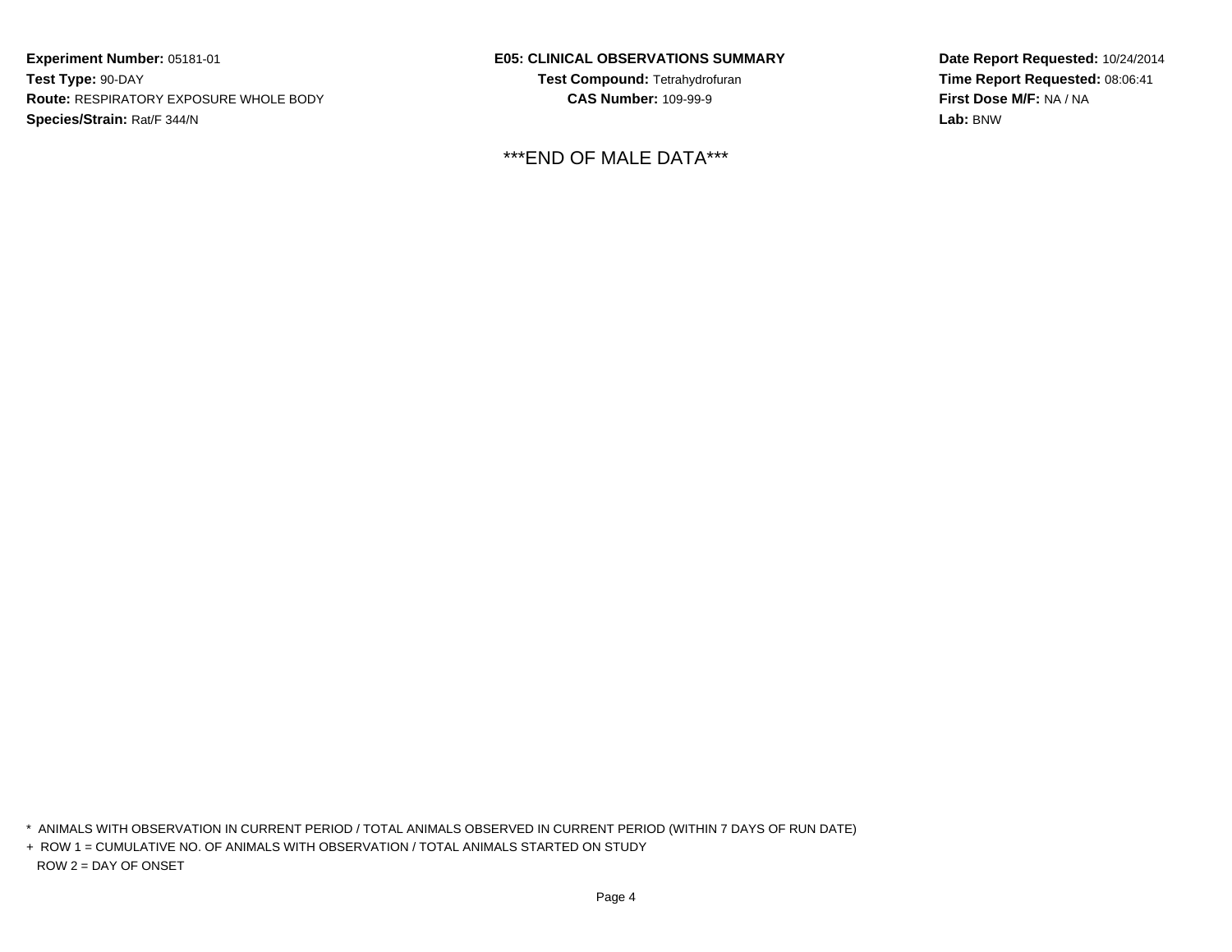**Experiment Number:** 05181-01
**Test Type:** 90-DAY
**Route:** RESPIRATORY EXPOSURE WHOLE BODY
**Species/Strain:** Rat/F 344/N

**E05: CLINICAL OBSERVATIONS SUMMARY**
**Test Compound:** Tetrahydrofuran
**CAS Number:** 109-99-9

**Date Report Requested:** 10/24/2014
**Time Report Requested:** 08:06:41
**First Dose M/F:** NA / NA
**Lab:** BNW

***END OF MALE DATA***

\* ANIMALS WITH OBSERVATION IN CURRENT PERIOD / TOTAL ANIMALS OBSERVED IN CURRENT PERIOD (WITHIN 7 DAYS OF RUN DATE)

\+ ROW 1 = CUMULATIVE NO. OF ANIMALS WITH OBSERVATION / TOTAL ANIMALS STARTED ON STUDY
ROW 2 = DAY OF ONSET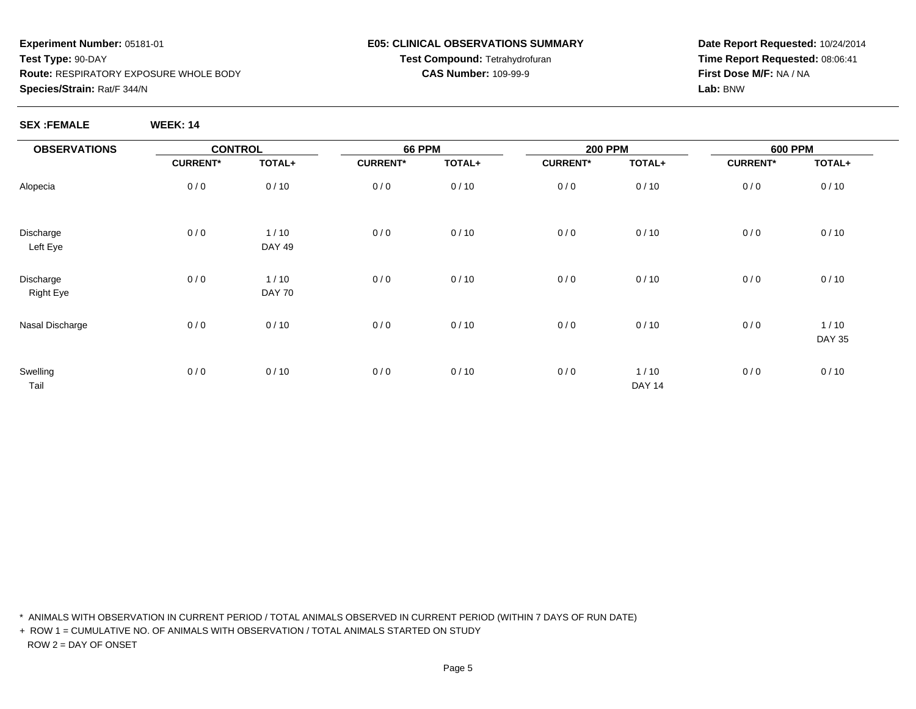**Experiment Number:** 05181-01
**Test Type:** 90-DAY
**Route:** RESPIRATORY EXPOSURE WHOLE BODY
**Species/Strain:** Rat/F 344/N

**E05: CLINICAL OBSERVATIONS SUMMARY**
**Test Compound:** Tetrahydrofuran
**CAS Number:** 109-99-9

**Date Report Requested:** 10/24/2014
**Time Report Requested:** 08:06:41
**First Dose M/F:** NA / NA
**Lab:** BNW

**SEX :FEMALE** **WEEK: 14**

| OBSERVATIONS | CONTROL | | 66 PPM | | 200 PPM | | 600 PPM | |
|---|---|---|---|---|---|---|---|---|
| | CURRENT* | TOTAL+ | CURRENT* | TOTAL+ | CURRENT* | TOTAL+ | CURRENT* | TOTAL+ |
| Alopecia | 0 / 0 | 0 / 10 | 0 / 0 | 0 / 10 | 0 / 0 | 0 / 10 | 0 / 0 | 0 / 10 |
| Discharge<br>Left Eye | 0 / 0 | 1 / 10<br>DAY 49 | 0 / 0 | 0 / 10 | 0 / 0 | 0 / 10 | 0 / 0 | 0 / 10 |
| Discharge<br>Right Eye | 0 / 0 | 1 / 10<br>DAY 70 | 0 / 0 | 0 / 10 | 0 / 0 | 0 / 10 | 0 / 0 | 0 / 10 |
| Nasal Discharge | 0 / 0 | 0 / 10 | 0 / 0 | 0 / 10 | 0 / 0 | 0 / 10 | 0 / 0 | 1 / 10<br>DAY 35 |
| Swelling<br>Tail | 0 / 0 | 0 / 10 | 0 / 0 | 0 / 10 | 0 / 0 | 1 / 10<br>DAY 14 | 0 / 0 | 0 / 10 |

* ANIMALS WITH OBSERVATION IN CURRENT PERIOD / TOTAL ANIMALS OBSERVED IN CURRENT PERIOD (WITHIN 7 DAYS OF RUN DATE)

+ ROW 1 = CUMULATIVE NO. OF ANIMALS WITH OBSERVATION / TOTAL ANIMALS STARTED ON STUDY
ROW 2 = DAY OF ONSET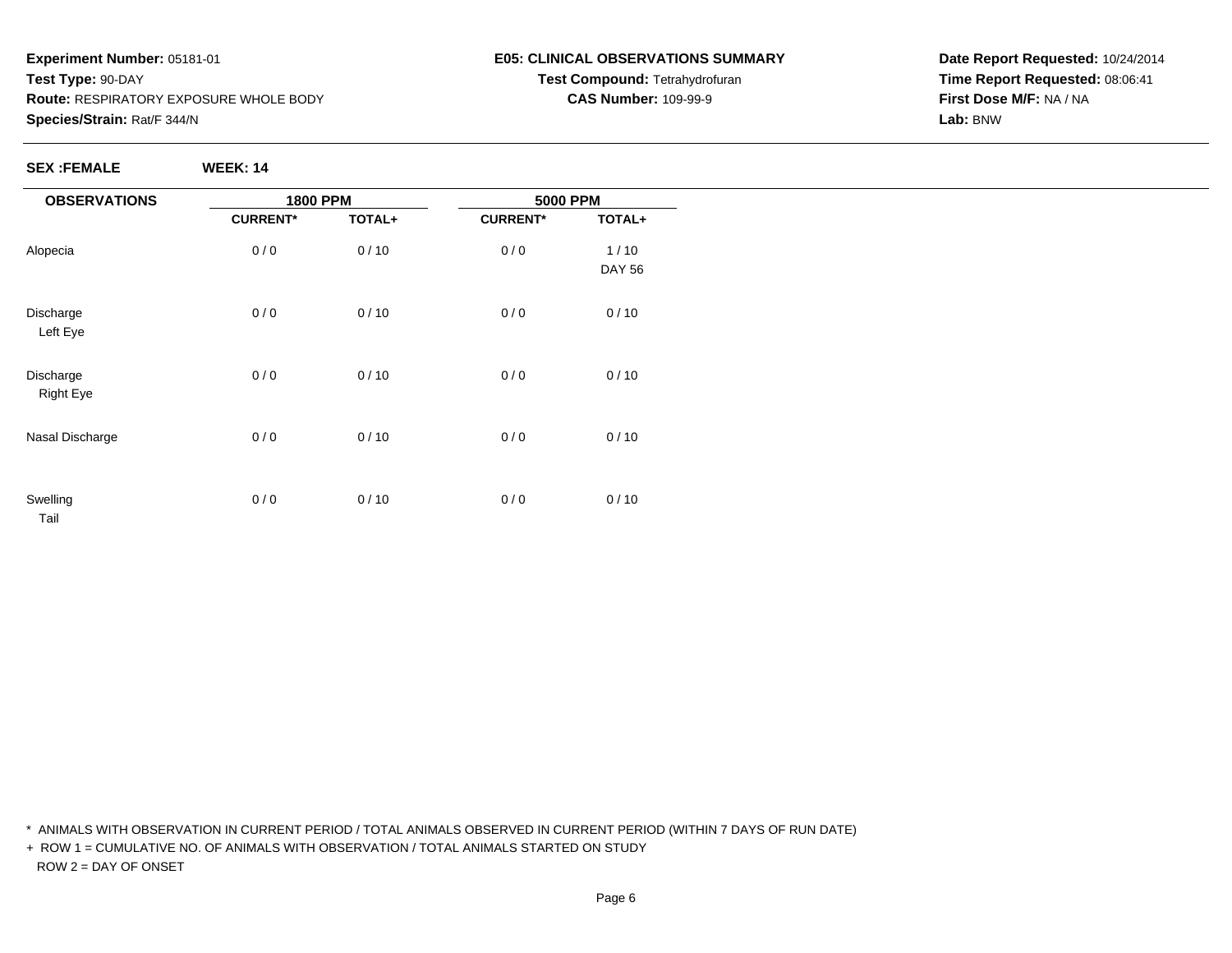**Experiment Number:** 05181-01
**Test Type:** 90-DAY
**Route:** RESPIRATORY EXPOSURE WHOLE BODY
**Species/Strain:** Rat/F 344/N

**E05: CLINICAL OBSERVATIONS SUMMARY**
**Test Compound:** Tetrahydrofuran
**CAS Number:** 109-99-9

**Date Report Requested:** 10/24/2014
**Time Report Requested:** 08:06:41
**First Dose M/F:** NA / NA
**Lab:** BNW

**SEX :FEMALE** **WEEK: 14**

| OBSERVATIONS | 1800 PPM | | 5000 PPM | |
|---|---|---|---|---|
| | CURRENT* | TOTAL+ | CURRENT* | TOTAL+ |
| Alopecia | 0 / 0 | 0 / 10 | 0 / 0 | 1 / 10<br>DAY 56 |
| Discharge<br>Left Eye | 0 / 0 | 0 / 10 | 0 / 0 | 0 / 10 |
| Discharge<br>Right Eye | 0 / 0 | 0 / 10 | 0 / 0 | 0 / 10 |
| Nasal Discharge | 0 / 0 | 0 / 10 | 0 / 0 | 0 / 10 |
| Swelling<br>Tail | 0 / 0 | 0 / 10 | 0 / 0 | 0 / 10 |

* ANIMALS WITH OBSERVATION IN CURRENT PERIOD / TOTAL ANIMALS OBSERVED IN CURRENT PERIOD (WITHIN 7 DAYS OF RUN DATE)

+ ROW 1 = CUMULATIVE NO. OF ANIMALS WITH OBSERVATION / TOTAL ANIMALS STARTED ON STUDY
ROW 2 = DAY OF ONSET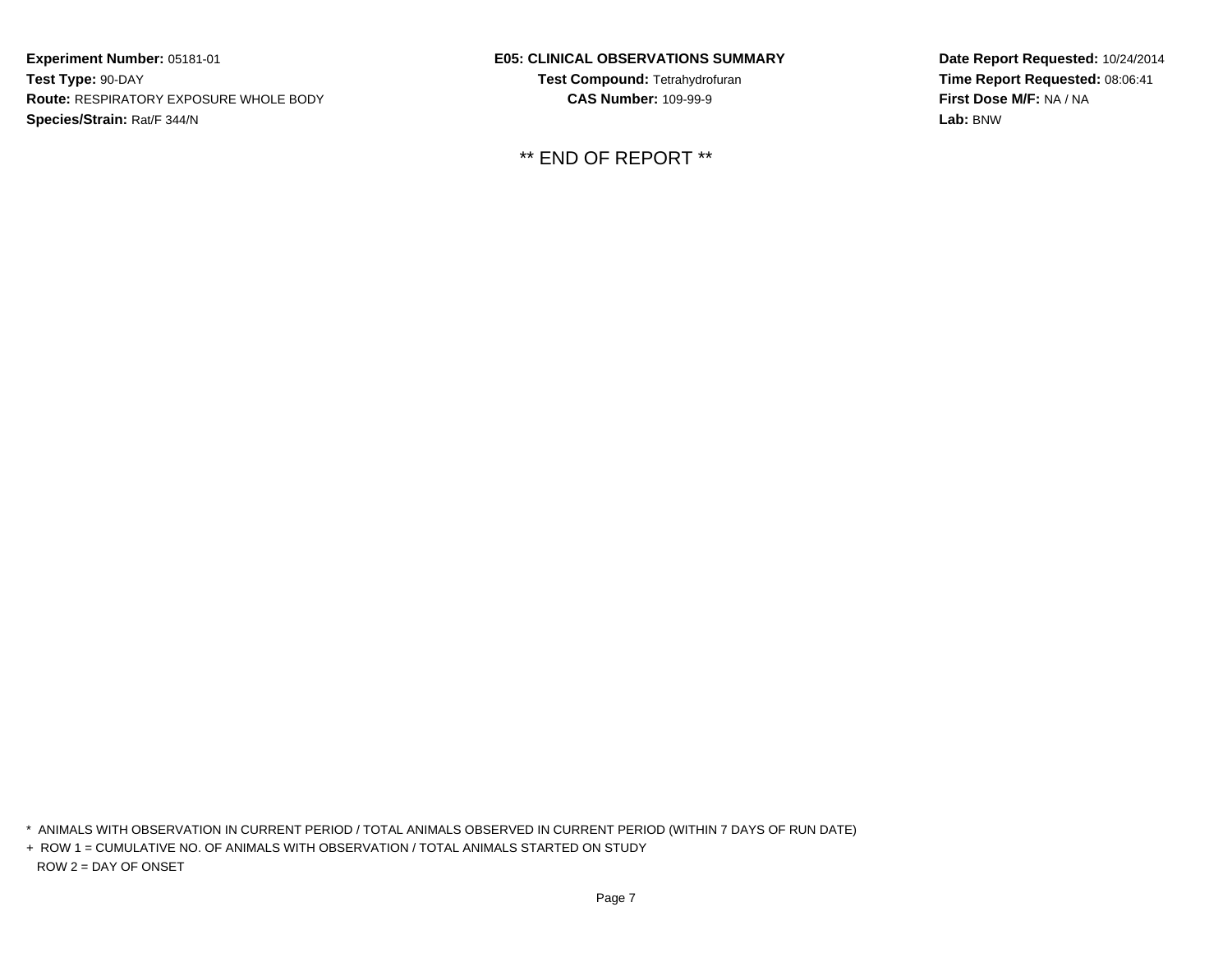**Experiment Number:** 05181-01
**Test Type:** 90-DAY
**Route:** RESPIRATORY EXPOSURE WHOLE BODY
**Species/Strain:** Rat/F 344/N

**E05: CLINICAL OBSERVATIONS SUMMARY**
**Test Compound:** Tetrahydrofuran
**CAS Number:** 109-99-9

**Date Report Requested:** 10/24/2014
**Time Report Requested:** 08:06:41
**First Dose M/F:** NA / NA
**Lab:** BNW

** END OF REPORT **

* ANIMALS WITH OBSERVATION IN CURRENT PERIOD / TOTAL ANIMALS OBSERVED IN CURRENT PERIOD (WITHIN 7 DAYS OF RUN DATE)
+ ROW 1 = CUMULATIVE NO. OF ANIMALS WITH OBSERVATION / TOTAL ANIMALS STARTED ON STUDY
ROW 2 = DAY OF ONSET